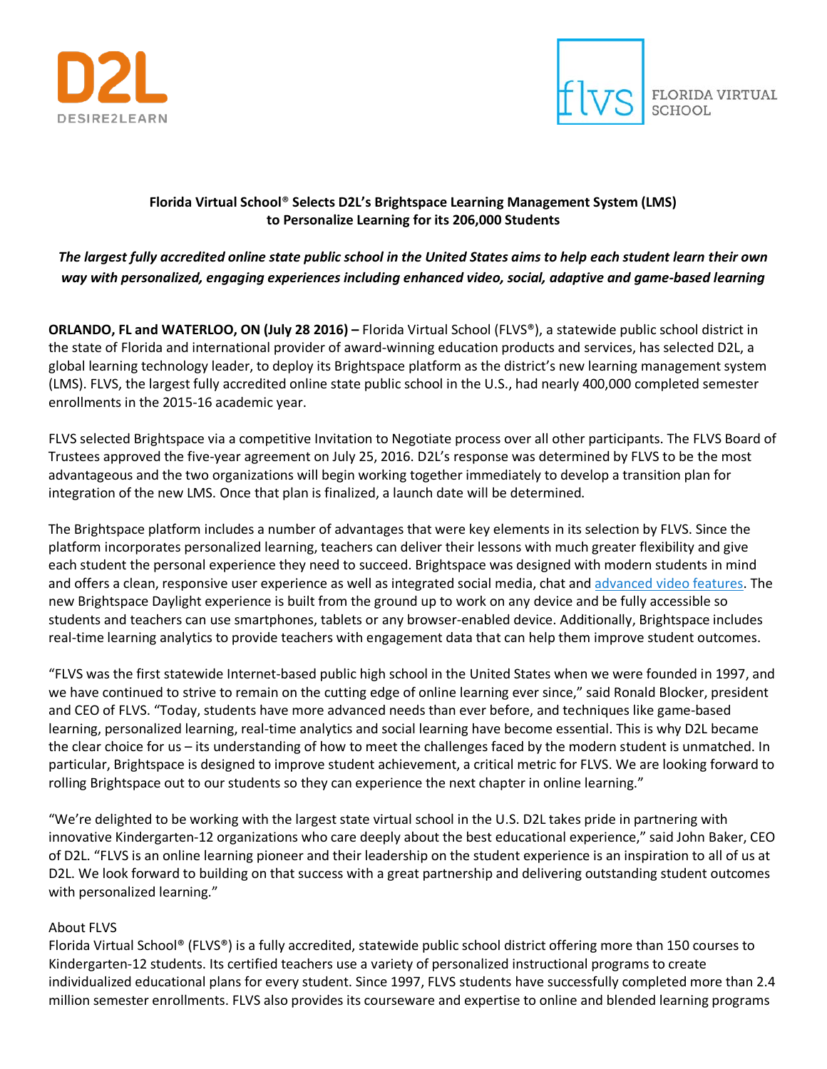**Florida Virtual School® Selects D2L's Brightspace Learning Management System (LMS) to Personalize Learning for its 206,000 Students**

***The largest fully accredited online state public school in the United States aims to help each student learn their own way with personalized, engaging experiences including enhanced video, social, adaptive and game-based learning***

**ORLANDO, FL and WATERLOO, ON (July 28 2016) –** Florida Virtual School (FLVS®), a statewide public school district in the state of Florida and international provider of award-winning education products and services, has selected D2L, a global learning technology leader, to deploy its Brightspace platform as the district's new learning management system (LMS). FLVS, the largest fully accredited online state public school in the U.S., had nearly 400,000 completed semester enrollments in the 2015-16 academic year.

FLVS selected Brightspace via a competitive Invitation to Negotiate process over all other participants. The FLVS Board of Trustees approved the five-year agreement on July 25, 2016. D2L's response was determined by FLVS to be the most advantageous and the two organizations will begin working together immediately to develop a transition plan for integration of the new LMS. Once that plan is finalized, a launch date will be determined.

The Brightspace platform includes a number of advantages that were key elements in its selection by FLVS. Since the platform incorporates personalized learning, teachers can deliver their lessons with much greater flexibility and give each student the personal experience they need to succeed. Brightspace was designed with modern students in mind and offers a clean, responsive user experience as well as integrated social media, chat and advanced video features. The new Brightspace Daylight experience is built from the ground up to work on any device and be fully accessible so students and teachers can use smartphones, tablets or any browser-enabled device. Additionally, Brightspace includes real-time learning analytics to provide teachers with engagement data that can help them improve student outcomes.

"FLVS was the first statewide Internet-based public high school in the United States when we were founded in 1997, and we have continued to strive to remain on the cutting edge of online learning ever since," said Ronald Blocker, president and CEO of FLVS. "Today, students have more advanced needs than ever before, and techniques like game-based learning, personalized learning, real-time analytics and social learning have become essential. This is why D2L became the clear choice for us – its understanding of how to meet the challenges faced by the modern student is unmatched. In particular, Brightspace is designed to improve student achievement, a critical metric for FLVS. We are looking forward to rolling Brightspace out to our students so they can experience the next chapter in online learning."

"We're delighted to be working with the largest state virtual school in the U.S. D2L takes pride in partnering with innovative Kindergarten-12 organizations who care deeply about the best educational experience," said John Baker, CEO of D2L. "FLVS is an online learning pioneer and their leadership on the student experience is an inspiration to all of us at D2L. We look forward to building on that success with a great partnership and delivering outstanding student outcomes with personalized learning."

About FLVS

Florida Virtual School® (FLVS®) is a fully accredited, statewide public school district offering more than 150 courses to Kindergarten-12 students. Its certified teachers use a variety of personalized instructional programs to create individualized educational plans for every student. Since 1997, FLVS students have successfully completed more than 2.4 million semester enrollments. FLVS also provides its courseware and expertise to online and blended learning programs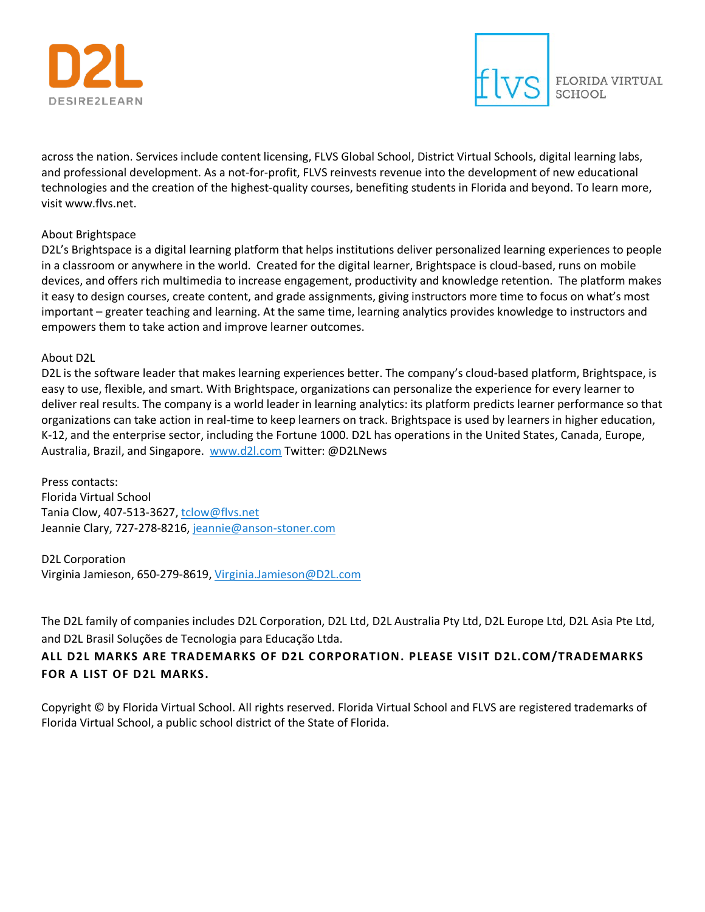across the nation. Services include content licensing, FLVS Global School, District Virtual Schools, digital learning labs, and professional development. As a not-for-profit, FLVS reinvests revenue into the development of new educational technologies and the creation of the highest-quality courses, benefiting students in Florida and beyond. To learn more, visit www.flvs.net.

About Brightspace
D2L's Brightspace is a digital learning platform that helps institutions deliver personalized learning experiences to people in a classroom or anywhere in the world. Created for the digital learner, Brightspace is cloud-based, runs on mobile devices, and offers rich multimedia to increase engagement, productivity and knowledge retention. The platform makes it easy to design courses, create content, and grade assignments, giving instructors more time to focus on what's most important – greater teaching and learning. At the same time, learning analytics provides knowledge to instructors and empowers them to take action and improve learner outcomes.

About D2L
D2L is the software leader that makes learning experiences better. The company's cloud-based platform, Brightspace, is easy to use, flexible, and smart. With Brightspace, organizations can personalize the experience for every learner to deliver real results. The company is a world leader in learning analytics: its platform predicts learner performance so that organizations can take action in real-time to keep learners on track. Brightspace is used by learners in higher education, K-12, and the enterprise sector, including the Fortune 1000. D2L has operations in the United States, Canada, Europe, Australia, Brazil, and Singapore. www.d2l.com Twitter: @D2LNews

Press contacts:
Florida Virtual School
Tania Clow, 407-513-3627, tclow@flvs.net
Jeannie Clary, 727-278-8216, jeannie@anson-stoner.com

D2L Corporation
Virginia Jamieson, 650-279-8619, Virginia.Jamieson@D2L.com

The D2L family of companies includes D2L Corporation, D2L Ltd, D2L Australia Pty Ltd, D2L Europe Ltd, D2L Asia Pte Ltd, and D2L Brasil Soluções de Tecnologia para Educação Ltda.

**ALL D2L MARKS ARE TRADEMARKS OF D2L CORPORATION. PLEASE VISIT D2L.COM/TRADEMARKS FOR A LIST OF D2L MARKS.**

Copyright © by Florida Virtual School. All rights reserved. Florida Virtual School and FLVS are registered trademarks of Florida Virtual School, a public school district of the State of Florida.